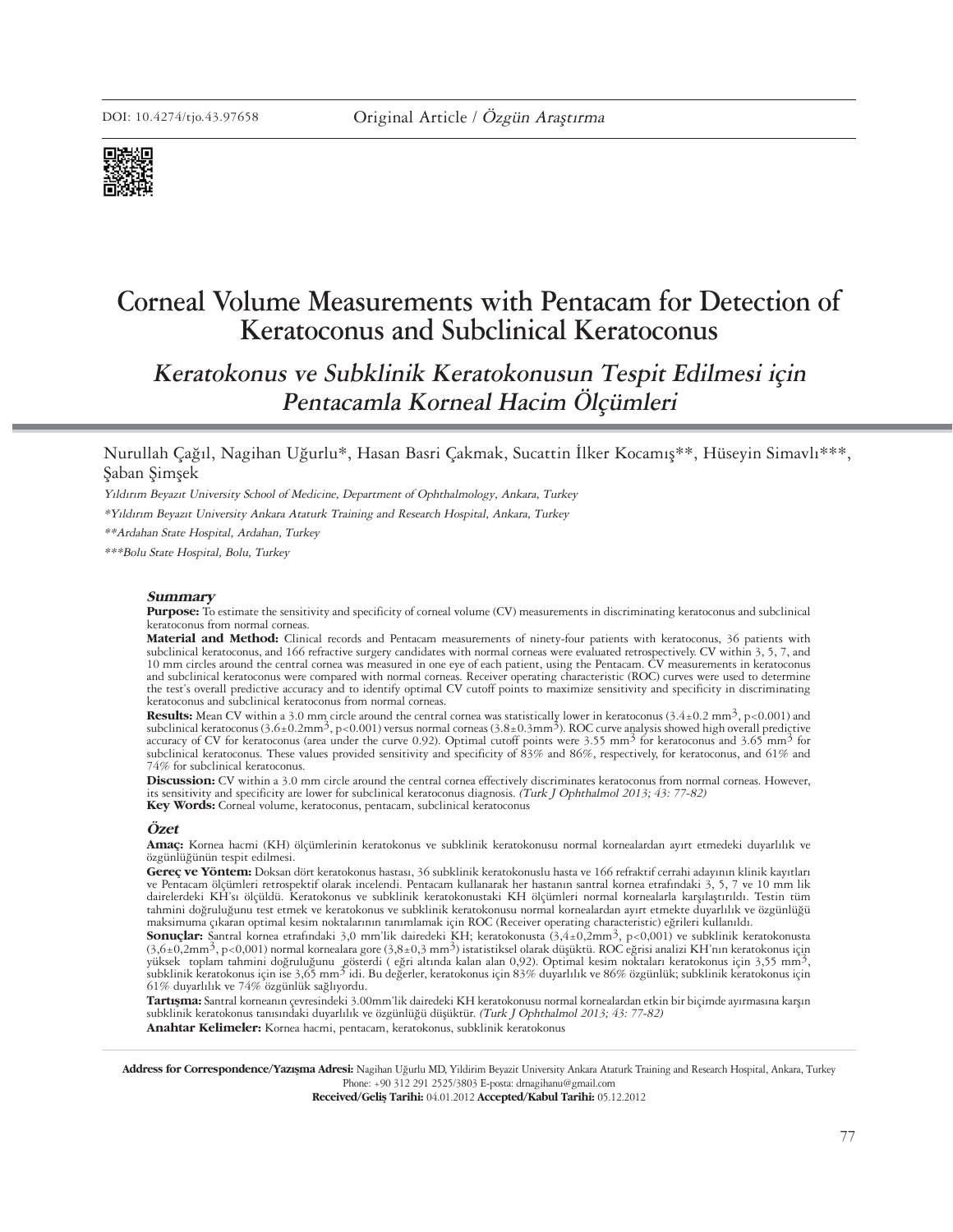DOI: 10.4274/tjo.43.97658

Original Article / *Özgün Araştırma*

# Corneal Volume Measurements with Pentacam for Detection of Keratoconus and Subclinical Keratoconus

## *Keratokonus ve Subklinik Keratokonusun Tespit Edilmesi için Pentacamla Korneal Hacim Ölçümleri*

Nurullah Çağıl, Nagihan Uğurlu*, Hasan Basri Çakmak, Sucattin İlker Kocamış**, Hüseyin Simavlı***, Şaban Şimşek

*Yıldırım Beyazıt University School of Medicine, Department of Ophthalmology, Ankara, Turkey*

*\*Yıldırım Beyazıt University Ankara Ataturk Training and Research Hospital, Ankara, Turkey*

*\*\*Ardahan State Hospital, Ardahan, Turkey*

*\*\*\*Bolu State Hospital, Bolu, Turkey*

### Summary

**Purpose:** To estimate the sensitivity and specificity of corneal volume (CV) measurements in discriminating keratoconus and subclinical keratoconus from normal corneas.

**Material and Method:** Clinical records and Pentacam measurements of ninety-four patients with keratoconus, 36 patients with subclinical keratoconus, and 166 refractive surgery candidates with normal corneas were evaluated retrospectively. CV within 3, 5, 7, and 10 mm circles around the central cornea was measured in one eye of each patient, using the Pentacam. CV measurements in keratoconus and subclinical keratoconus were compared with normal corneas. Receiver operating characteristic (ROC) curves were used to determine the test's overall predictive accuracy and to identify optimal CV cutoff points to maximize sensitivity and specificity in discriminating keratoconus and subclinical keratoconus from normal corneas.

**Results:** Mean CV within a 3.0 mm circle around the central cornea was statistically lower in keratoconus (3.4±0.2 mm$^3$, $p<0.001$) and subclinical keratoconus (3.6±0.2mm$^3$, $p<0.001$) versus normal corneas (3.8±0.3mm$^3$). ROC curve analysis showed high overall predictive accuracy of CV for keratoconus (area under the curve 0.92). Optimal cutoff points were 3.55 mm$^3$ for keratoconus and 3.65 mm$^3$ for subclinical keratoconus. These values provided sensitivity and specificity of 83% and 86%, respectively, for keratoconus, and 61% and 74% for subclinical keratoconus.

**Discussion:** CV within a 3.0 mm circle around the central cornea effectively discriminates keratoconus from normal corneas. However, its sensitivity and specificity are lower for subclinical keratoconus diagnosis. *(Turk J Ophthalmol 2013; 43: 77-82)*

**Key Words:** Corneal volume, keratoconus, pentacam, subclinical keratoconus

### Özet

**Amaç:** Kornea hacmi (KH) ölçümlerinin keratokonus ve subklinik keratokonusu normal kornealardan ayırt etmedeki duyarlılık ve özgünlüğünün tespit edilmesi.

**Gereç ve Yöntem:** Doksan dört keratokonus hastası, 36 subklinik keratokonuslu hasta ve 166 refraktif cerrahi adayının klinik kayıtları ve Pentacam ölçümleri retrospektif olarak incelendi. Pentacam kullanarak her hastanın santral kornea etrafındaki 3, 5, 7 ve 10 mm lik dairelerdeki KH'sı ölçüldü. Keratokonus ve subklinik keratokonustaki KH ölçümleri normal kornealarla karşılaştırıldı. Testin tüm tahmini doğruluğunu test etmek ve keratokonus ve subklinik keratokonusu normal kornealardan ayırt etmekte duyarlılık ve özgünlüğü maksimuma çıkaran optimal kesim noktalarının tanımlamak için ROC (Receiver operating characteristic) eğrileri kullanıldı.

**Sonuçlar:** Santral kornea etrafındaki 3,0 mm'lik dairedeki KH; keratokonusta (3,4±0,2mm$^3$, $p<0,001$) ve subklinik keratokonusta (3,6±0,2mm$^3$, $p<0,001$) normal kornealara gore (3,8±0,3 mm$^3$) istatistiksel olarak düşüktü. ROC eğrisi analizi KH'nın keratokonus için yüksek toplam tahmini doğruluğunu gösterdi ( eğri altında kalan alan 0,92). Optimal kesim noktaları keratokonus için 3,55 mm$^3$, subklinik keratokonus için ise 3,65 mm$^3$ idi. Bu değerler, keratokonus için 83% duyarlılık ve 86% özgünlük; subklinik keratokonus için 61% duyarlılık ve 74% özgünlük sağlıyordu.

**Tartışma:** Santral korneanın çevresindeki 3.00mm'lik dairedeki KH keratokonusu normal kornealardan etkin bir biçimde ayırmasına karşın subklinik keratokonus tanısındaki duyarlılık ve özgünlüğü düşüktür. *(Turk J Ophthalmol 2013; 43: 77-82)*

**Anahtar Kelimeler:** Kornea hacmi, pentacam, keratokonus, subklinik keratokonus

**Address for Correspondence/Yazışma Adresi:** Nagihan Uğurlu MD, Yildirim Beyazit University Ankara Ataturk Training and Research Hospital, Ankara, Turkey Phone: +90 312 291 2525/3803 E-posta: drnagihanu@gmail.com

**Received/Geliş Tarihi:** 04.01.2012 **Accepted/Kabul Tarihi:** 05.12.2012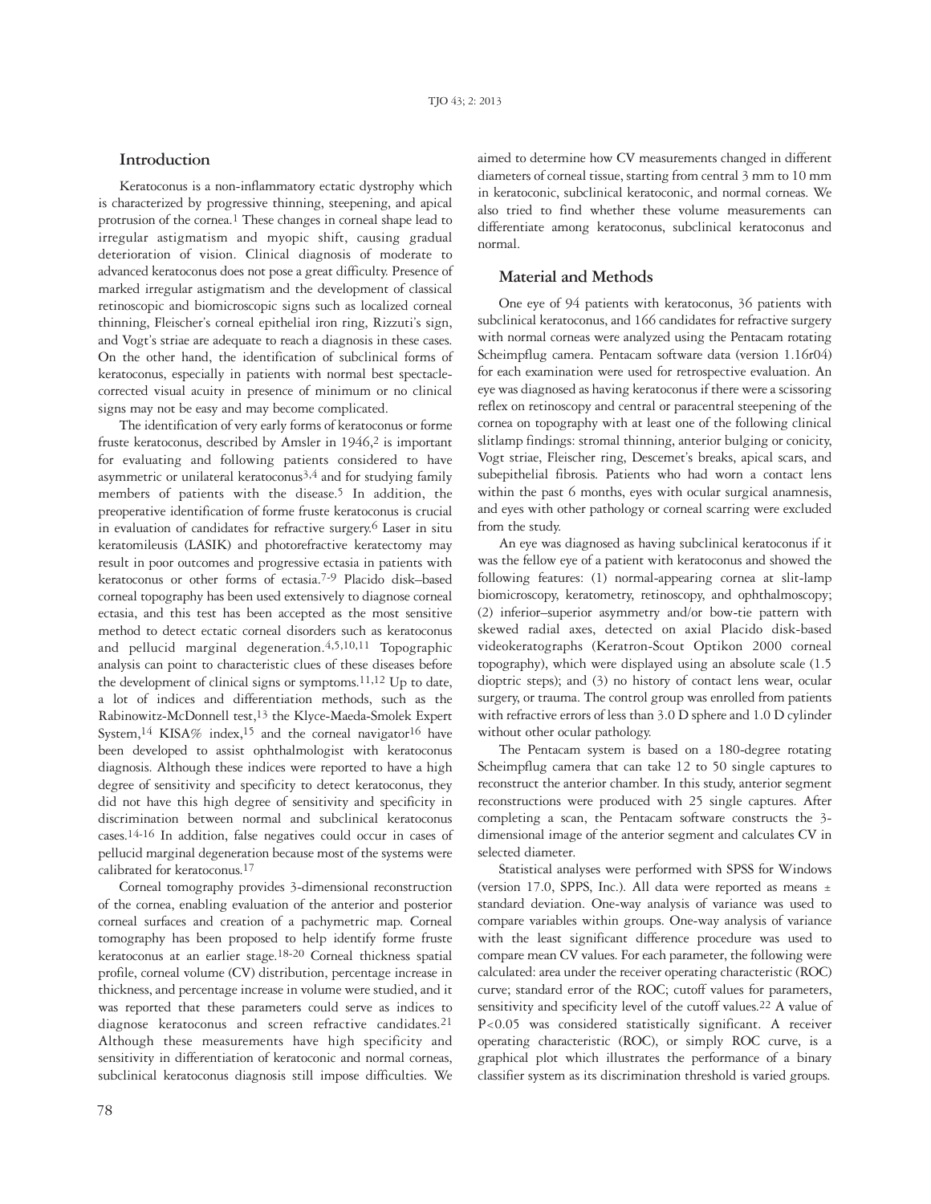## Introduction

Keratoconus is a non-inflammatory ectatic dystrophy which is characterized by progressive thinning, steepening, and apical protrusion of the cornea.[1] These changes in corneal shape lead to irregular astigmatism and myopic shift, causing gradual deterioration of vision. Clinical diagnosis of moderate to advanced keratoconus does not pose a great difficulty. Presence of marked irregular astigmatism and the development of classical retinoscopic and biomicroscopic signs such as localized corneal thinning, Fleischer's corneal epithelial iron ring, Rizzuti's sign, and Vogt's striae are adequate to reach a diagnosis in these cases. On the other hand, the identification of subclinical forms of keratoconus, especially in patients with normal best spectacle-corrected visual acuity in presence of minimum or no clinical signs may not be easy and may become complicated.

The identification of very early forms of keratoconus or forme fruste keratoconus, described by Amsler in 1946,[2] is important for evaluating and following patients considered to have asymmetric or unilateral keratoconus[3,4] and for studying family members of patients with the disease.[5] In addition, the preoperative identification of forme fruste keratoconus is crucial in evaluation of candidates for refractive surgery.[6] Laser in situ keratomileusis (LASIK) and photorefractive keratectomy may result in poor outcomes and progressive ectasia in patients with keratoconus or other forms of ectasia.[7-9] Placido disk–based corneal topography has been used extensively to diagnose corneal ectasia, and this test has been accepted as the most sensitive method to detect ectatic corneal disorders such as keratoconus and pellucid marginal degeneration.[4,5,10,11] Topographic analysis can point to characteristic clues of these diseases before the development of clinical signs or symptoms.[11,12] Up to date, a lot of indices and differentiation methods, such as the Rabinowitz-McDonnell test,[13] the Klyce-Maeda-Smolek Expert System,[14] KISA% index,[15] and the corneal navigator[16] have been developed to assist ophthalmologist with keratoconus diagnosis. Although these indices were reported to have a high degree of sensitivity and specificity to detect keratoconus, they did not have this high degree of sensitivity and specificity in discrimination between normal and subclinical keratoconus cases.[14-16] In addition, false negatives could occur in cases of pellucid marginal degeneration because most of the systems were calibrated for keratoconus.[17]

Corneal tomography provides 3-dimensional reconstruction of the cornea, enabling evaluation of the anterior and posterior corneal surfaces and creation of a pachymetric map. Corneal tomography has been proposed to help identify forme fruste keratoconus at an earlier stage.[18-20] Corneal thickness spatial profile, corneal volume (CV) distribution, percentage increase in thickness, and percentage increase in volume were studied, and it was reported that these parameters could serve as indices to diagnose keratoconus and screen refractive candidates.[21] Although these measurements have high specificity and sensitivity in differentiation of keratoconic and normal corneas, subclinical keratoconus diagnosis still impose difficulties. We aimed to determine how CV measurements changed in different diameters of corneal tissue, starting from central 3 mm to 10 mm in keratoconic, subclinical keratoconic, and normal corneas. We also tried to find whether these volume measurements can differentiate among keratoconus, subclinical keratoconus and normal.

## Material and Methods

One eye of 94 patients with keratoconus, 36 patients with subclinical keratoconus, and 166 candidates for refractive surgery with normal corneas were analyzed using the Pentacam rotating Scheimpflug camera. Pentacam software data (version 1.16r04) for each examination were used for retrospective evaluation. An eye was diagnosed as having keratoconus if there were a scissoring reflex on retinoscopy and central or paracentral steepening of the cornea on topography with at least one of the following clinical slitlamp findings: stromal thinning, anterior bulging or conicity, Vogt striae, Fleischer ring, Descemet's breaks, apical scars, and subepithelial fibrosis. Patients who had worn a contact lens within the past 6 months, eyes with ocular surgical anamnesis, and eyes with other pathology or corneal scarring were excluded from the study.

An eye was diagnosed as having subclinical keratoconus if it was the fellow eye of a patient with keratoconus and showed the following features: (1) normal-appearing cornea at slit-lamp biomicroscopy, keratometry, retinoscopy, and ophthalmoscopy; (2) inferior–superior asymmetry and/or bow-tie pattern with skewed radial axes, detected on axial Placido disk-based videokeratographs (Keratron-Scout Optikon 2000 corneal topography), which were displayed using an absolute scale (1.5 dioptric steps); and (3) no history of contact lens wear, ocular surgery, or trauma. The control group was enrolled from patients with refractive errors of less than 3.0 D sphere and 1.0 D cylinder without other ocular pathology.

The Pentacam system is based on a 180-degree rotating Scheimpflug camera that can take 12 to 50 single captures to reconstruct the anterior chamber. In this study, anterior segment reconstructions were produced with 25 single captures. After completing a scan, the Pentacam software constructs the 3-dimensional image of the anterior segment and calculates CV in selected diameter.

Statistical analyses were performed with SPSS for Windows (version 17.0, SPPS, Inc.). All data were reported as means ± standard deviation. One-way analysis of variance was used to compare variables within groups. One-way analysis of variance with the least significant difference procedure was used to compare mean CV values. For each parameter, the following were calculated: area under the receiver operating characteristic (ROC) curve; standard error of the ROC; cutoff values for parameters, sensitivity and specificity level of the cutoff values.[22] A value of $P<0.05$ was considered statistically significant. A receiver operating characteristic (ROC), or simply ROC curve, is a graphical plot which illustrates the performance of a binary classifier system as its discrimination threshold is varied groups.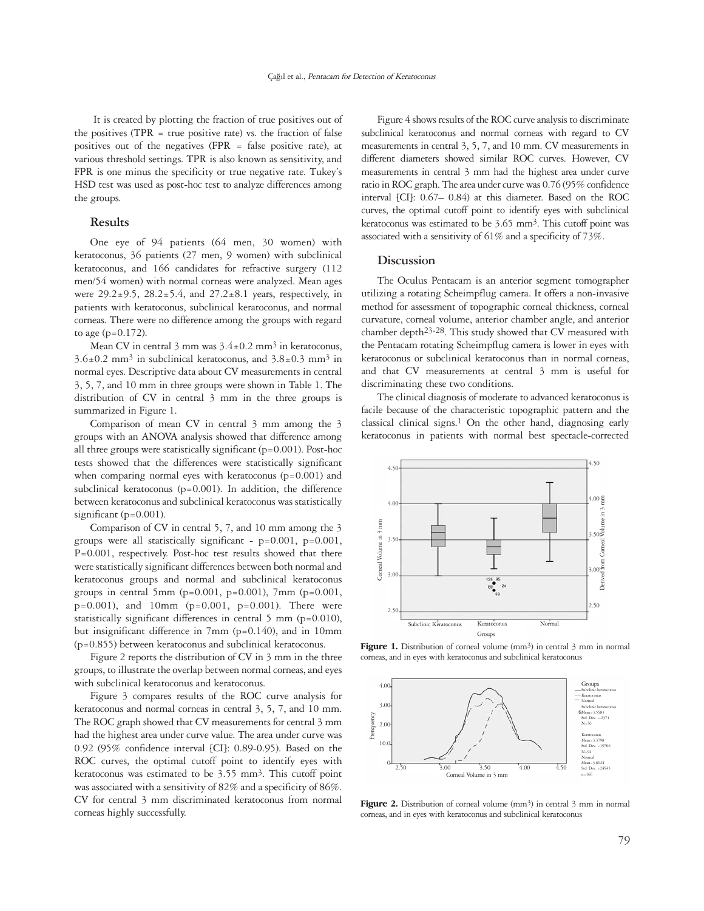It is created by plotting the fraction of true positives out of the positives (TPR = true positive rate) vs. the fraction of false positives out of the negatives (FPR = false positive rate), at various threshold settings. TPR is also known as sensitivity, and FPR is one minus the specificity or true negative rate. Tukey's HSD test was used as post-hoc test to analyze differences among the groups.

## Results

One eye of 94 patients (64 men, 30 women) with keratoconus, 36 patients (27 men, 9 women) with subclinical keratoconus, and 166 candidates for refractive surgery (112 men/54 women) with normal corneas were analyzed. Mean ages were 29.2±9.5, 28.2±5.4, and 27.2±8.1 years, respectively, in patients with keratoconus, subclinical keratoconus, and normal corneas. There were no difference among the groups with regard to age (p=0.172).

Mean CV in central 3 mm was 3.4±0.2 $mm^3$ in keratoconus, 3.6±0.2 $mm^3$ in subclinical keratoconus, and 3.8±0.3 $mm^3$ in normal eyes. Descriptive data about CV measurements in central 3, 5, 7, and 10 mm in three groups were shown in Table 1. The distribution of CV in central 3 mm in the three groups is summarized in Figure 1.

Comparison of mean CV in central 3 mm among the 3 groups with an ANOVA analysis showed that difference among all three groups were statistically significant (p=0.001). Post-hoc tests showed that the differences were statistically significant when comparing normal eyes with keratoconus (p=0.001) and subclinical keratoconus (p=0.001). In addition, the difference between keratoconus and subclinical keratoconus was statistically significant (p=0.001).

Comparison of CV in central 5, 7, and 10 mm among the 3 groups were all statistically significant - p=0.001, p=0.001, P=0.001, respectively. Post-hoc test results showed that there were statistically significant differences between both normal and keratoconus groups and normal and subclinical keratoconus groups in central 5mm (p=0.001, p=0.001), 7mm (p=0.001, p=0.001), and 10mm (p=0.001, p=0.001). There were statistically significant differences in central 5 mm (p=0.010), but insignificant difference in 7mm (p=0.140), and in 10mm (p=0.855) between keratoconus and subclinical keratoconus.

Figure 2 reports the distribution of CV in 3 mm in the three groups, to illustrate the overlap between normal corneas, and eyes with subclinical keratoconus and keratoconus.

Figure 3 compares results of the ROC curve analysis for keratoconus and normal corneas in central 3, 5, 7, and 10 mm. The ROC graph showed that CV measurements for central 3 mm had the highest area under curve value. The area under curve was 0.92 (95% confidence interval [CI]: 0.89-0.95). Based on the ROC curves, the optimal cutoff point to identify eyes with keratoconus was estimated to be 3.55 $mm^3$. This cutoff point was associated with a sensitivity of 82% and a specificity of 86%. CV for central 3 mm discriminated keratoconus from normal corneas highly successfully.

Figure 4 shows results of the ROC curve analysis to discriminate subclinical keratoconus and normal corneas with regard to CV measurements in central 3, 5, 7, and 10 mm. CV measurements in different diameters showed similar ROC curves. However, CV measurements in central 3 mm had the highest area under curve ratio in ROC graph. The area under curve was 0.76 (95% confidence interval [CI]: 0.67– 0.84) at this diameter. Based on the ROC curves, the optimal cutoff point to identify eyes with subclinical keratoconus was estimated to be 3.65 $mm^3$. This cutoff point was associated with a sensitivity of 61% and a specificity of 73%.

## Discussion

The Oculus Pentacam is an anterior segment tomographer utilizing a rotating Scheimpflug camera. It offers a non-invasive method for assessment of topographic corneal thickness, corneal curvature, corneal volume, anterior chamber angle, and anterior chamber depth[23-28]. This study showed that CV measured with the Pentacam rotating Scheimpflug camera is lower in eyes with keratoconus or subclinical keratoconus than in normal corneas, and that CV measurements at central 3 mm is useful for discriminating these two conditions.

The clinical diagnosis of moderate to advanced keratoconus is facile because of the characteristic topographic pattern and the classical clinical signs.[1] On the other hand, diagnosing early keratoconus in patients with normal best spectacle-corrected

**Figure 1.** Distribution of corneal volume ($mm^3$) in central 3 mm in normal corneas, and in eyes with keratoconus and subclinical keratoconus

**Figure 2.** Distribution of corneal volume ($mm^3$) in central 3 mm in normal corneas, and in eyes with keratoconus and subclinical keratoconus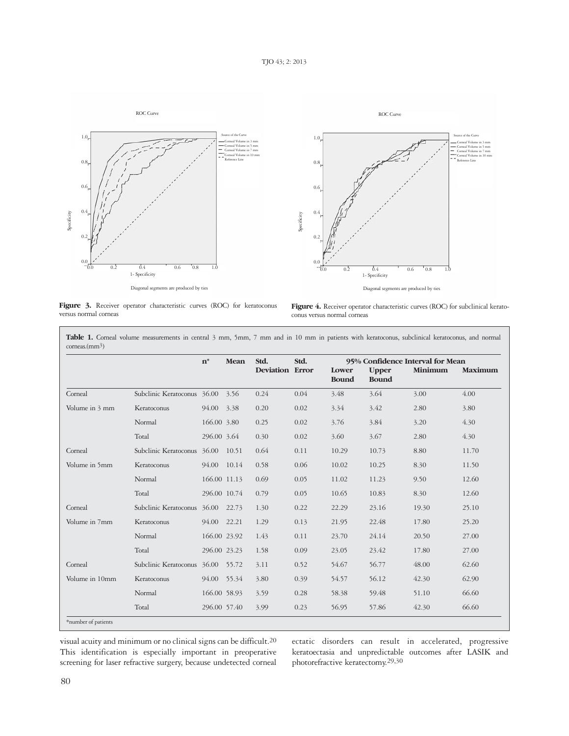**Figure 3.** Receiver operator characteristic curves (ROC) for keratoconus versus normal corneas

**Figure 4.** Receiver operator characteristic curves (ROC) for subclinical keratoconus versus normal corneas

**Table 1.** Corneal volume measurements in central 3 mm, 5mm, 7 mm and in 10 mm in patients with keratoconus, subclinical keratoconus, and normal corneas.(mm$^3$)

| | | n* | Mean | Std. Deviation | Std. Error | 95% Confidence Interval for Mean | | | |
|---|---|---|---|---|---|---|---|---|---|
| | | | | | | Lower Bound | Upper Bound | Minimum | Maximum |
| Corneal Volume in 3 mm | Subclinic Keratoconus | 36.00 | 3.56 | 0.24 | 0.04 | 3.48 | 3.64 | 3.00 | 4.00 |
| | Keratoconus | 94.00 | 3.38 | 0.20 | 0.02 | 3.34 | 3.42 | 2.80 | 3.80 |
| | Normal | 166.00 | 3.80 | 0.25 | 0.02 | 3.76 | 3.84 | 3.20 | 4.30 |
| | Total | 296.00 | 3.64 | 0.30 | 0.02 | 3.60 | 3.67 | 2.80 | 4.30 |
| Corneal Volume in 5mm | Subclinic Keratoconus | 36.00 | 10.51 | 0.64 | 0.11 | 10.29 | 10.73 | 8.80 | 11.70 |
| | Keratoconus | 94.00 | 10.14 | 0.58 | 0.06 | 10.02 | 10.25 | 8.30 | 11.50 |
| | Normal | 166.00 | 11.13 | 0.69 | 0.05 | 11.02 | 11.23 | 9.50 | 12.60 |
| | Total | 296.00 | 10.74 | 0.79 | 0.05 | 10.65 | 10.83 | 8.30 | 12.60 |
| Corneal Volume in 7mm | Subclinic Keratoconus | 36.00 | 22.73 | 1.30 | 0.22 | 22.29 | 23.16 | 19.30 | 25.10 |
| | Keratoconus | 94.00 | 22.21 | 1.29 | 0.13 | 21.95 | 22.48 | 17.80 | 25.20 |
| | Normal | 166.00 | 23.92 | 1.43 | 0.11 | 23.70 | 24.14 | 20.50 | 27.00 |
| | Total | 296.00 | 23.23 | 1.58 | 0.09 | 23.05 | 23.42 | 17.80 | 27.00 |
| Corneal Volume in 10mm | Subclinic Keratoconus | 36.00 | 55.72 | 3.11 | 0.52 | 54.67 | 56.77 | 48.00 | 62.60 |
| | Keratoconus | 94.00 | 55.34 | 3.80 | 0.39 | 54.57 | 56.12 | 42.30 | 62.90 |
| | Normal | 166.00 | 58.93 | 3.59 | 0.28 | 58.38 | 59.48 | 51.10 | 66.60 |
| | Total | 296.00 | 57.40 | 3.99 | 0.23 | 56.95 | 57.86 | 42.30 | 66.60 |

*number of patients

visual acuity and minimum or no clinical signs can be difficult.[20] This identification is especially important in preoperative screening for laser refractive surgery, because undetected corneal ectatic disorders can result in accelerated, progressive keratoectasia and unpredictable outcomes after LASIK and photorefractive keratectomy.[29,30]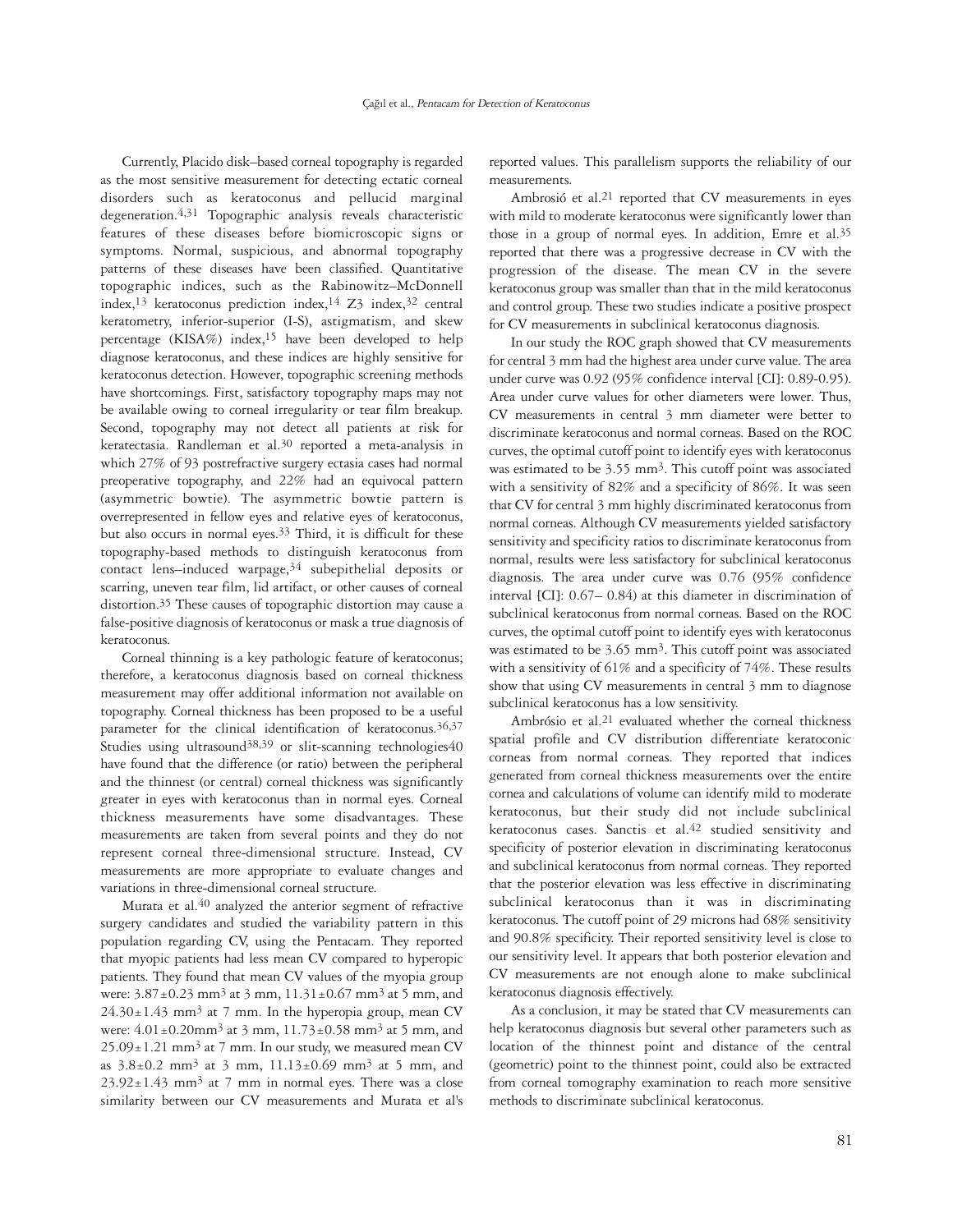Currently, Placido disk–based corneal topography is regarded as the most sensitive measurement for detecting ectatic corneal disorders such as keratoconus and pellucid marginal degeneration.[4,31] Topographic analysis reveals characteristic features of these diseases before biomicroscopic signs or symptoms. Normal, suspicious, and abnormal topography patterns of these diseases have been classified. Quantitative topographic indices, such as the Rabinowitz–McDonnell index,[13] keratoconus prediction index,[14] Z3 index,[32] central keratometry, inferior-superior (I-S), astigmatism, and skew percentage (KISA%) index,[15] have been developed to help diagnose keratoconus, and these indices are highly sensitive for keratoconus detection. However, topographic screening methods have shortcomings. First, satisfactory topography maps may not be available owing to corneal irregularity or tear film breakup. Second, topography may not detect all patients at risk for keratectasia. Randleman et al.[30] reported a meta-analysis in which 27% of 93 postrefractive surgery ectasia cases had normal preoperative topography, and 22% had an equivocal pattern (asymmetric bowtie). The asymmetric bowtie pattern is overrepresented in fellow eyes and relative eyes of keratoconus, but also occurs in normal eyes.[33] Third, it is difficult for these topography-based methods to distinguish keratoconus from contact lens–induced warpage,[34] subepithelial deposits or scarring, uneven tear film, lid artifact, or other causes of corneal distortion.[35] These causes of topographic distortion may cause a false-positive diagnosis of keratoconus or mask a true diagnosis of keratoconus.

Corneal thinning is a key pathologic feature of keratoconus; therefore, a keratoconus diagnosis based on corneal thickness measurement may offer additional information not available on topography. Corneal thickness has been proposed to be a useful parameter for the clinical identification of keratoconus.[36,37] Studies using ultrasound[38,39] or slit-scanning technologies[40] have found that the difference (or ratio) between the peripheral and the thinnest (or central) corneal thickness was significantly greater in eyes with keratoconus than in normal eyes. Corneal thickness measurements have some disadvantages. These measurements are taken from several points and they do not represent corneal three-dimensional structure. Instead, CV measurements are more appropriate to evaluate changes and variations in three-dimensional corneal structure.

Murata et al.[40] analyzed the anterior segment of refractive surgery candidates and studied the variability pattern in this population regarding CV, using the Pentacam. They reported that myopic patients had less mean CV compared to hyperopic patients. They found that mean CV values of the myopia group were: $3.87\pm0.23$ mm$^3$ at 3 mm, $11.31\pm0.67$ mm$^3$ at 5 mm, and $24.30\pm1.43$ mm$^3$ at 7 mm. In the hyperopia group, mean CV were: $4.01\pm0.20$mm$^3$ at 3 mm, $11.73\pm0.58$ mm$^3$ at 5 mm, and $25.09\pm1.21$ mm$^3$ at 7 mm. In our study, we measured mean CV as $3.8\pm0.2$ mm$^3$ at 3 mm, $11.13\pm0.69$ mm$^3$ at 5 mm, and $23.92\pm1.43$ mm$^3$ at 7 mm in normal eyes. There was a close similarity between our CV measurements and Murata et al's reported values. This parallelism supports the reliability of our measurements.

Ambrosió et al.[21] reported that CV measurements in eyes with mild to moderate keratoconus were significantly lower than those in a group of normal eyes. In addition, Emre et al.[35] reported that there was a progressive decrease in CV with the progression of the disease. The mean CV in the severe keratoconus group was smaller than that in the mild keratoconus and control group. These two studies indicate a positive prospect for CV measurements in subclinical keratoconus diagnosis.

In our study the ROC graph showed that CV measurements for central 3 mm had the highest area under curve value. The area under curve was 0.92 (95% confidence interval [CI]: 0.89-0.95). Area under curve values for other diameters were lower. Thus, CV measurements in central 3 mm diameter were better to discriminate keratoconus and normal corneas. Based on the ROC curves, the optimal cutoff point to identify eyes with keratoconus was estimated to be 3.55 mm$^3$. This cutoff point was associated with a sensitivity of 82% and a specificity of 86%. It was seen that CV for central 3 mm highly discriminated keratoconus from normal corneas. Although CV measurements yielded satisfactory sensitivity and specificity ratios to discriminate keratoconus from normal, results were less satisfactory for subclinical keratoconus diagnosis. The area under curve was 0.76 (95% confidence interval [CI]: 0.67– 0.84) at this diameter in discrimination of subclinical keratoconus from normal corneas. Based on the ROC curves, the optimal cutoff point to identify eyes with keratoconus was estimated to be 3.65 mm$^3$. This cutoff point was associated with a sensitivity of 61% and a specificity of 74%. These results show that using CV measurements in central 3 mm to diagnose subclinical keratoconus has a low sensitivity.

Ambrósio et al.[21] evaluated whether the corneal thickness spatial profile and CV distribution differentiate keratoconic corneas from normal corneas. They reported that indices generated from corneal thickness measurements over the entire cornea and calculations of volume can identify mild to moderate keratoconus, but their study did not include subclinical keratoconus cases. Sanctis et al.[42] studied sensitivity and specificity of posterior elevation in discriminating keratoconus and subclinical keratoconus from normal corneas. They reported that the posterior elevation was less effective in discriminating subclinical keratoconus than it was in discriminating keratoconus. The cutoff point of 29 microns had 68% sensitivity and 90.8% specificity. Their reported sensitivity level is close to our sensitivity level. It appears that both posterior elevation and CV measurements are not enough alone to make subclinical keratoconus diagnosis effectively.

As a conclusion, it may be stated that CV measurements can help keratoconus diagnosis but several other parameters such as location of the thinnest point and distance of the central (geometric) point to the thinnest point, could also be extracted from corneal tomography examination to reach more sensitive methods to discriminate subclinical keratoconus.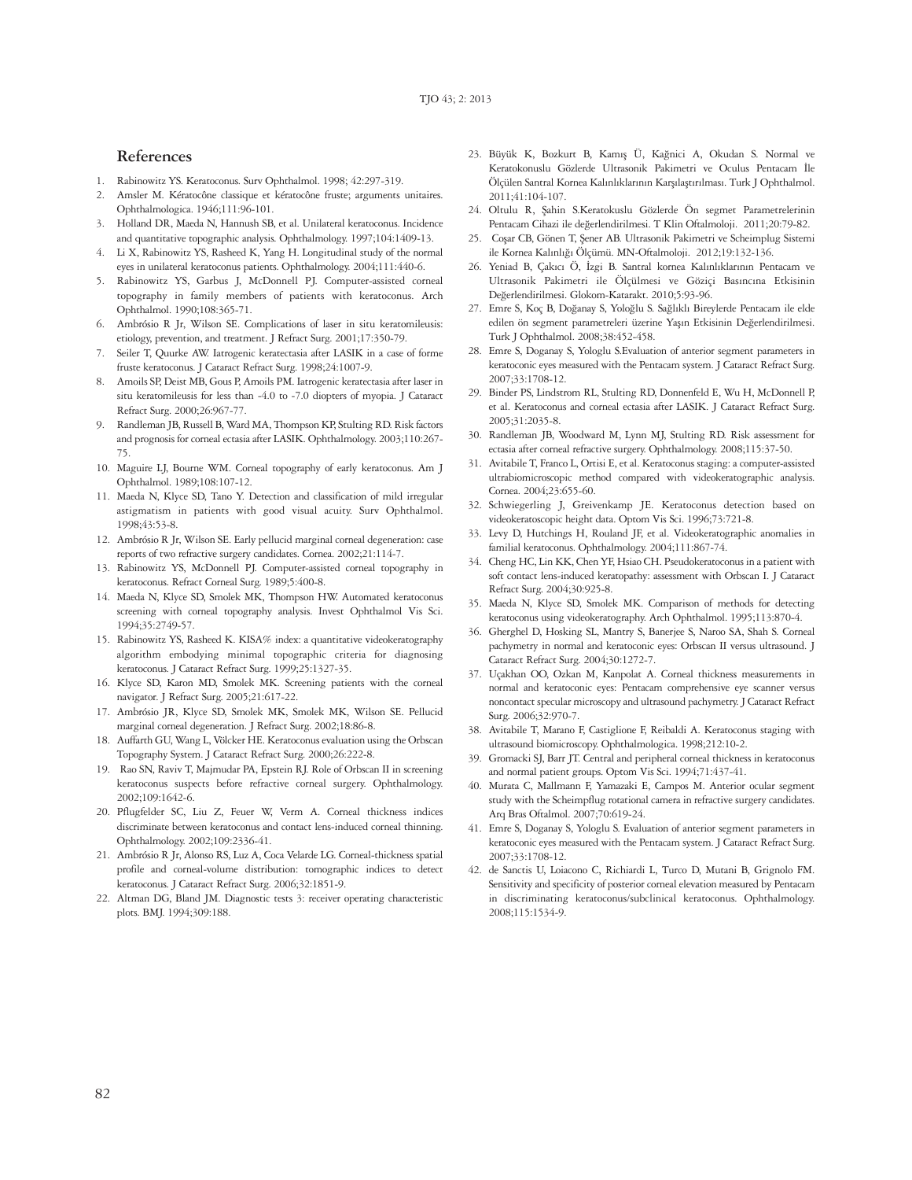## References

1. Rabinowitz YS. Keratoconus. Surv Ophthalmol. 1998; 42:297-319.
2. Amsler M. Kératocône classique et kératocône fruste; arguments unitaires. Ophthalmologica. 1946;111:96-101.
3. Holland DR, Maeda N, Hannush SB, et al. Unilateral keratoconus. Incidence and quantitative topographic analysis. Ophthalmology. 1997;104:1409-13.
4. Li X, Rabinowitz YS, Rasheed K, Yang H. Longitudinal study of the normal eyes in unilateral keratoconus patients. Ophthalmology. 2004;111:440-6.
5. Rabinowitz YS, Garbus J, McDonnell PJ. Computer-assisted corneal topography in family members of patients with keratoconus. Arch Ophthalmol. 1990;108:365-71.
6. Ambrósio R Jr, Wilson SE. Complications of laser in situ keratomileusis: etiology, prevention, and treatment. J Refract Surg. 2001;17:350-79.
7. Seiler T, Quurke AW. Iatrogenic keratectasia after LASIK in a case of forme fruste keratoconus. J Cataract Refract Surg. 1998;24:1007-9.
8. Amoils SP, Deist MB, Gous P, Amoils PM. Iatrogenic keratectasia after laser in situ keratomileusis for less than -4.0 to -7.0 diopters of myopia. J Cataract Refract Surg. 2000;26:967-77.
9. Randleman JB, Russell B, Ward MA, Thompson KP, Stulting RD. Risk factors and prognosis for corneal ectasia after LASIK. Ophthalmology. 2003;110:267-75.
10. Maguire LJ, Bourne WM. Corneal topography of early keratoconus. Am J Ophthalmol. 1989;108:107-12.
11. Maeda N, Klyce SD, Tano Y. Detection and classification of mild irregular astigmatism in patients with good visual acuity. Surv Ophthalmol. 1998;43:53-8.
12. Ambrósio R Jr, Wilson SE. Early pellucid marginal corneal degeneration: case reports of two refractive surgery candidates. Cornea. 2002;21:114-7.
13. Rabinowitz YS, McDonnell PJ. Computer-assisted corneal topography in keratoconus. Refract Corneal Surg. 1989;5:400-8.
14. Maeda N, Klyce SD, Smolek MK, Thompson HW. Automated keratoconus screening with corneal topography analysis. Invest Ophthalmol Vis Sci. 1994;35:2749-57.
15. Rabinowitz YS, Rasheed K. KISA% index: a quantitative videokeratography algorithm embodying minimal topographic criteria for diagnosing keratoconus. J Cataract Refract Surg. 1999;25:1327-35.
16. Klyce SD, Karon MD, Smolek MK. Screening patients with the corneal navigator. J Refract Surg. 2005;21:617-22.
17. Ambrósio JR, Klyce SD, Smolek MK, Smolek MK, Wilson SE. Pellucid marginal corneal degeneration. J Refract Surg. 2002;18:86-8.
18. Auffarth GU, Wang L, Völcker HE. Keratoconus evaluation using the Orbscan Topography System. J Cataract Refract Surg. 2000;26:222-8.
19. Rao SN, Raviv T, Majmudar PA, Epstein RJ. Role of Orbscan II in screening keratoconus suspects before refractive corneal surgery. Ophthalmology. 2002;109:1642-6.
20. Pflugfelder SC, Liu Z, Feuer W, Verm A. Corneal thickness indices discriminate between keratoconus and contact lens-induced corneal thinning. Ophthalmology. 2002;109:2336-41.
21. Ambrósio R Jr, Alonso RS, Luz A, Coca Velarde LG. Corneal-thickness spatial profile and corneal-volume distribution: tomographic indices to detect keratoconus. J Cataract Refract Surg. 2006;32:1851-9.
22. Altman DG, Bland JM. Diagnostic tests 3: receiver operating characteristic plots. BMJ. 1994;309:188.
23. Büyük K, Bozkurt B, Kamış Ü, Kağnici A, Okudan S. Normal ve Keratokonuslu Gözlerde Ultrasonik Pakimetri ve Oculus Pentacam İle Ölçülen Santral Kornea Kalınlıklarının Karşılaştırılması. Turk J Ophthalmol. 2011;41:104-107.
24. Oltulu R, Şahin S.Keratokuslu Gözlerde Ön segmet Parametrelerinin Pentacam Cihazi ile değerlendirilmesi. T Klin Oftalmoloji. 2011;20:79-82.
25. Coşar CB, Gönen T, Şener AB. Ultrasonik Pakimetri ve Scheimplug Sistemi ile Kornea Kalınlığı Ölçümü. MN-Oftalmoloji. 2012;19:132-136.
26. Yeniad B, Çakıcı Ö, İzgi B. Santral kornea Kalınlıklarının Pentacam ve Ultrasonik Pakimetri ile Ölçülmesi ve Göziçi Basıncına Etkisinin Değerlendirilmesi. Glokom-Katarakt. 2010;5:93-96.
27. Emre S, Koç B, Doğanay S, Yoloğlu S. Sağlıklı Bireylerde Pentacam ile elde edilen ön segment parametreleri üzerine Yaşın Etkisinin Değerlendirilmesi. Turk J Ophthalmol. 2008;38:452-458.
28. Emre S, Doganay S, Yologlu S.Evaluation of anterior segment parameters in keratoconic eyes measured with the Pentacam system. J Cataract Refract Surg. 2007;33:1708-12.
29. Binder PS, Lindstrom RL, Stulting RD, Donnenfeld E, Wu H, McDonnell P, et al. Keratoconus and corneal ectasia after LASIK. J Cataract Refract Surg. 2005;31:2035-8.
30. Randleman JB, Woodward M, Lynn MJ, Stulting RD. Risk assessment for ectasia after corneal refractive surgery. Ophthalmology. 2008;115:37-50.
31. Avitabile T, Franco L, Ortisi E, et al. Keratoconus staging: a computer-assisted ultrabiomicroscopic method compared with videokeratographic analysis. Cornea. 2004;23:655-60.
32. Schwiegerling J, Greivenkamp JE. Keratoconus detection based on videokeratoscopic height data. Optom Vis Sci. 1996;73:721-8.
33. Levy D, Hutchings H, Rouland JF, et al. Videokeratographic anomalies in familial keratoconus. Ophthalmology. 2004;111:867-74.
34. Cheng HC, Lin KK, Chen YF, Hsiao CH. Pseudokeratoconus in a patient with soft contact lens-induced keratopathy: assessment with Orbscan I. J Cataract Refract Surg. 2004;30:925-8.
35. Maeda N, Klyce SD, Smolek MK. Comparison of methods for detecting keratoconus using videokeratography. Arch Ophthalmol. 1995;113:870-4.
36. Gherghel D, Hosking SL, Mantry S, Banerjee S, Naroo SA, Shah S. Corneal pachymetry in normal and keratoconic eyes: Orbscan II versus ultrasound. J Cataract Refract Surg. 2004;30:1272-7.
37. Uçakhan OO, Ozkan M, Kanpolat A. Corneal thickness measurements in normal and keratoconic eyes: Pentacam comprehensive eye scanner versus noncontact specular microscopy and ultrasound pachymetry. J Cataract Refract Surg. 2006;32:970-7.
38. Avitabile T, Marano F, Castiglione F, Reibaldi A. Keratoconus staging with ultrasound biomicroscopy. Ophthalmologica. 1998;212:10-2.
39. Gromacki SJ, Barr JT. Central and peripheral corneal thickness in keratoconus and normal patient groups. Optom Vis Sci. 1994;71:437-41.
40. Murata C, Mallmann F, Yamazaki E, Campos M. Anterior ocular segment study with the Scheimpflug rotational camera in refractive surgery candidates. Arq Bras Oftalmol. 2007;70:619-24.
41. Emre S, Doganay S, Yologlu S. Evaluation of anterior segment parameters in keratoconic eyes measured with the Pentacam system. J Cataract Refract Surg. 2007;33:1708-12.
42. de Sanctis U, Loiacono C, Richiardi L, Turco D, Mutani B, Grignolo FM. Sensitivity and specificity of posterior corneal elevation measured by Pentacam in discriminating keratoconus/subclinical keratoconus. Ophthalmology. 2008;115:1534-9.